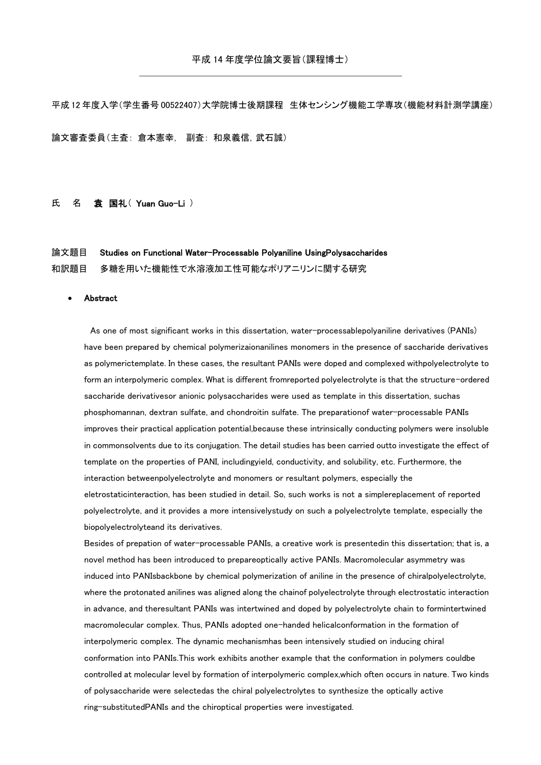平成 14 年度学位論文要旨(課程博士)

---

平成 12 年度入学(学生番号 00522407)大学院博士後期課程　生体センシング機能工学専攻(機能材料計測学講座)

論文審査委員(主査：倉本憲幸,　副査：和泉義信, 武石誠)

氏　名　**袁 国礼( Yuan Guo-Li )**

論文題目　**Studies on Functional Water-Processable Polyaniline UsingPolysaccharides**

和訳題目　多糖を用いた機能性で水溶液加工性可能なポリアニリンに関する研究

- **Abstract**

As one of most significant works in this dissertation, water-processablepolyaniline derivatives (PANIs) have been prepared by chemical polymerizaionanilines monomers in the presence of saccharide derivatives as polymerictemplate. In these cases, the resultant PANIs were doped and complexed withpolyelectrolyte to form an interpolymeric complex. What is different fromreported polyelectrolyte is that the structure-ordered saccharide derivativesor anionic polysaccharides were used as template in this dissertation, suchas phosphomannan, dextran sulfate, and chondroitin sulfate. The preparationof water-processable PANIs improves their practical application potential,because these intrinsically conducting polymers were insoluble in commonsolvents due to its conjugation. The detail studies has been carried outto investigate the effect of template on the properties of PANI, includingyield, conductivity, and solubility, etc. Furthermore, the interaction betweenpolyelectrolyte and monomers or resultant polymers, especially the eletrostaticinteraction, has been studied in detail. So, such works is not a simplereplacement of reported polyelectrolyte, and it provides a more intensivelystudy on such a polyelectrolyte template, especially the biopolyelectrolyteand its derivatives.

Besides of prepation of water-processable PANIs, a creative work is presentedin this dissertation; that is, a novel method has been introduced to prepareoptically active PANIs. Macromolecular asymmetry was induced into PANIsbackbone by chemical polymerization of aniline in the presence of chiralpolyelectrolyte, where the protonated anilines was aligned along the chainof polyelectrolyte through electrostatic interaction in advance, and theresultant PANIs was intertwined and doped by polyelectrolyte chain to formintertwined macromolecular complex. Thus, PANIs adopted one-handed helicalconformation in the formation of interpolymeric complex. The dynamic mechanismhas been intensively studied on inducing chiral conformation into PANIs.This work exhibits another example that the conformation in polymers couldbe controlled at molecular level by formation of interpolymeric complex,which often occurs in nature. Two kinds of polysaccharide were selectedas the chiral polyelectrolytes to synthesize the optically active ring-substitutedPANIs and the chiroptical properties were investigated.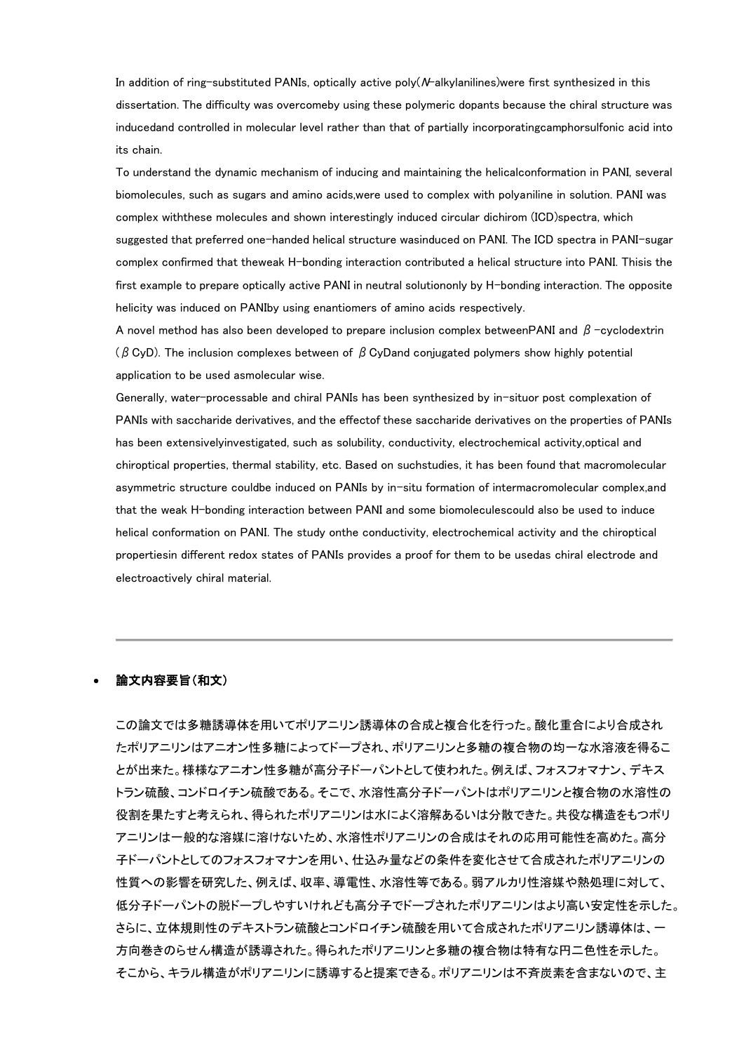In addition of ring-substituted PANIs, optically active poly(*N*-alkylanilines)were first synthesized in this dissertation. The difficulty was overcomeby using these polymeric dopants because the chiral structure was inducedand controlled in molecular level rather than that of partially incorporatingcamphorsulfonic acid into its chain.

To understand the dynamic mechanism of inducing and maintaining the helicalconformation in PANI, several biomolecules, such as sugars and amino acids,were used to complex with polyaniline in solution. PANI was complex withthese molecules and shown interestingly induced circular dichirom (ICD)spectra, which suggested that preferred one-handed helical structure wasinduced on PANI. The ICD spectra in PANI-sugar complex confirmed that theweak H-bonding interaction contributed a helical structure into PANI. Thisis the first example to prepare optically active PANI in neutral solutiononly by H-bonding interaction. The opposite helicity was induced on PANIby using enantiomers of amino acids respectively.

A novel method has also been developed to prepare inclusion complex betweenPANI and β-cyclodextrin (βCyD). The inclusion complexes between of βCyDand conjugated polymers show highly potential application to be used asmolecular wise.

Generally, water-processable and chiral PANIs has been synthesized by in-situor post complexation of PANIs with saccharide derivatives, and the effectof these saccharide derivatives on the properties of PANIs has been extensivelyinvestigated, such as solubility, conductivity, electrochemical activity,optical and chiroptical properties, thermal stability, etc. Based on suchstudies, it has been found that macromolecular asymmetric structure couldbe induced on PANIs by in-situ formation of intermacromolecular complex,and that the weak H-bonding interaction between PANI and some biomoleculescould also be used to induce helical conformation on PANI. The study onthe conductivity, electrochemical activity and the chiroptical propertiesin different redox states of PANIs provides a proof for them to be usedas chiral electrode and electroactively chiral material.

---

- **論文内容要旨（和文）**

この論文では多糖誘導体を用いてポリアニリン誘導体の合成と複合化を行った。酸化重合により合成されたポリアニリンはアニオン性多糖によってドープされ、ポリアニリンと多糖の複合物の均一な水溶液を得ることが出来た。様様なアニオン性多糖が高分子ドーパントとして使われた。例えば、フォスフォマナン、デキストラン硫酸、コンドロイチン硫酸である。そこで、水溶性高分子ドーパントはポリアニリンと複合物の水溶性の役割を果たすと考えられ、得られたポリアニリンは水によく溶解あるいは分散できた。共役な構造をもつポリアニリンは一般的な溶媒に溶けないため、水溶性ポリアニリンの合成はそれの応用可能性を高めた。高分子ドーパントとしてのフォスフォマナンを用い、仕込み量などの条件を変化させて合成されたポリアニリンの性質への影響を研究した、例えば、収率、導電性、水溶性等である。弱アルカリ性溶媒や熱処理に対して、低分子ドーパントの脱ドープしやすいけれども高分子でドープされたポリアニリンはより高い安定性を示した。さらに、立体規則性のデキストラン硫酸とコンドロイチン硫酸を用いて合成されたポリアニリン誘導体は、一方向巻きのらせん構造が誘導された。得られたポリアニリンと多糖の複合物は特有な円二色性を示した。そこから、キラル構造がポリアニリンに誘導すると提案できる。ポリアニリンは不斉炭素を含まないので、主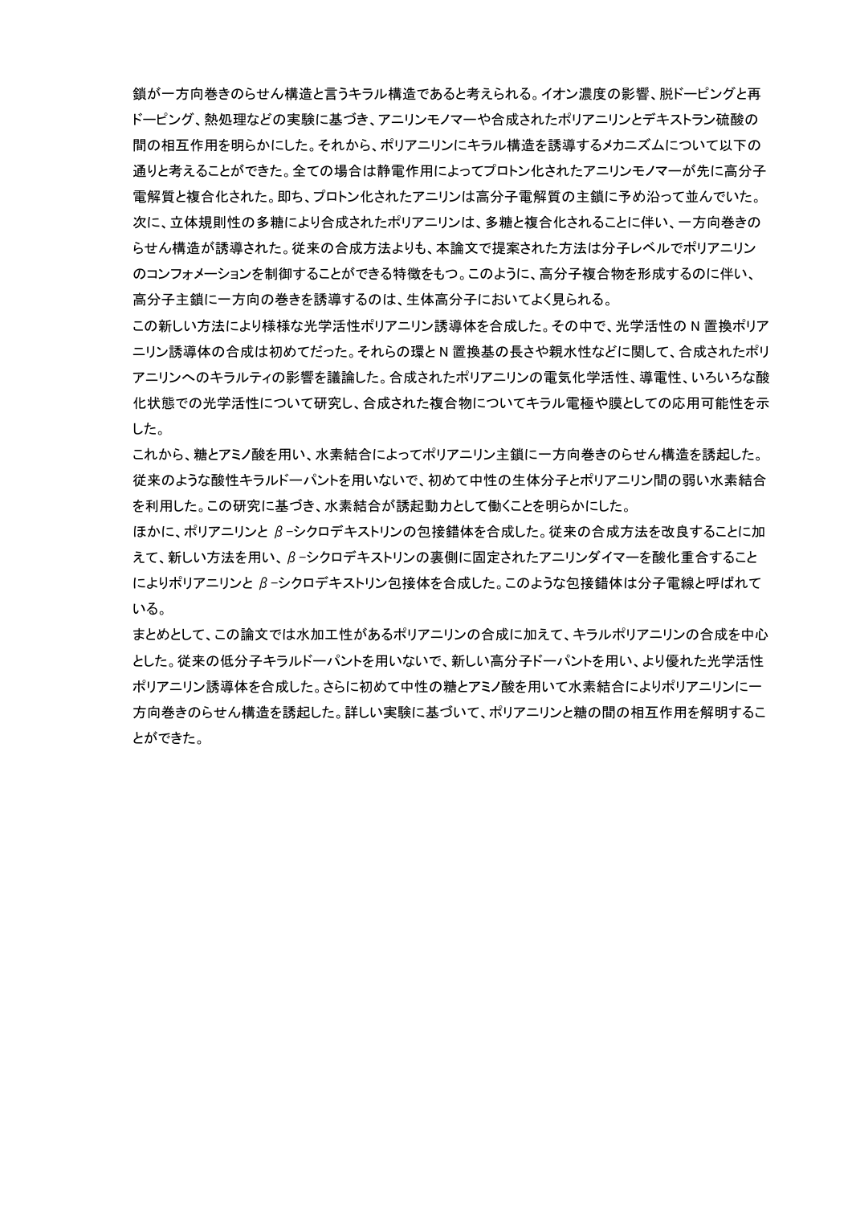鎖が一方向巻きのらせん構造と言うキラル構造であると考えられる。イオン濃度の影響、脱ドーピングと再ドーピング、熱処理などの実験に基づき、アニリンモノマーや合成されたポリアニリンとデキストラン硫酸の間の相互作用を明らかにした。それから、ポリアニリンにキラル構造を誘導するメカニズムについて以下の通りと考えることができた。全ての場合は静電作用によってプロトン化されたアニリンモノマーが先に高分子電解質と複合化された。即ち、プロトン化されたアニリンは高分子電解質の主鎖に予め沿って並んでいた。次に、立体規則性の多糖により合成されたポリアニリンは、多糖と複合化されることに伴い、一方向巻きのらせん構造が誘導された。従来の合成方法よりも、本論文で提案された方法は分子レベルでポリアニリンのコンフォメーションを制御することができる特徴をもつ。このように、高分子複合物を形成するのに伴い、高分子主鎖に一方向の巻きを誘導するのは、生体高分子においてよく見られる。

この新しい方法により様様な光学活性ポリアニリン誘導体を合成した。その中で、光学活性の N 置換ポリアニリン誘導体の合成は初めてだった。それらの環と N 置換基の長さや親水性などに関して、合成されたポリアニリンへのキラルティの影響を議論した。合成されたポリアニリンの電気化学活性、導電性、いろいろな酸化状態での光学活性について研究し、合成された複合物についてキラル電極や膜としての応用可能性を示した。

これから、糖とアミノ酸を用い、水素結合によってポリアニリン主鎖に一方向巻きのらせん構造を誘起した。従来のような酸性キラルドーパントを用いないで、初めて中性の生体分子とポリアニリン間の弱い水素結合を利用した。この研究に基づき、水素結合が誘起動力として働くことを明らかにした。

ほかに、ポリアニリンと β−シクロデキストリンの包接錯体を合成した。従来の合成方法を改良することに加えて、新しい方法を用い、β−シクロデキストリンの裏側に固定されたアニリンダイマーを酸化重合することによりポリアニリンと β−シクロデキストリン包接体を合成した。このような包接錯体は分子電線と呼ばれている。

まとめとして、この論文では水加工性があるポリアニリンの合成に加えて、キラルポリアニリンの合成を中心とした。従来の低分子キラルドーパントを用いないで、新しい高分子ドーパントを用い、より優れた光学活性ポリアニリン誘導体を合成した。さらに初めて中性の糖とアミノ酸を用いて水素結合によりポリアニリンに一方向巻きのらせん構造を誘起した。詳しい実験に基づいて、ポリアニリンと糖の間の相互作用を解明することができた。